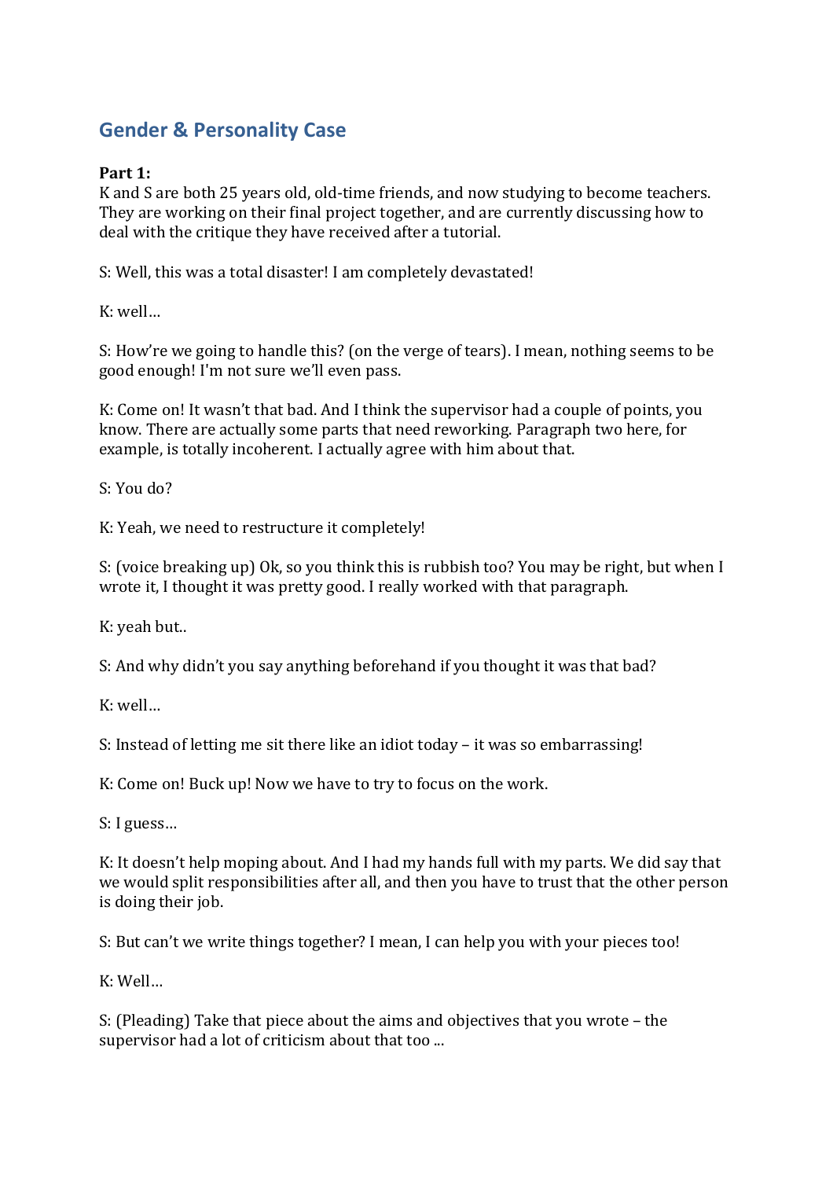## Gender & Personality Case

**Part 1:**
K and S are both 25 years old, old-time friends, and now studying to become teachers. They are working on their final project together, and are currently discussing how to deal with the critique they have received after a tutorial.

S: Well, this was a total disaster! I am completely devastated!

K: well…

S: How're we going to handle this? (on the verge of tears). I mean, nothing seems to be good enough! I'm not sure we'll even pass.

K: Come on! It wasn't that bad. And I think the supervisor had a couple of points, you know. There are actually some parts that need reworking. Paragraph two here, for example, is totally incoherent. I actually agree with him about that.

S: You do?

K: Yeah, we need to restructure it completely!

S: (voice breaking up) Ok, so you think this is rubbish too? You may be right, but when I wrote it, I thought it was pretty good. I really worked with that paragraph.

K: yeah but..

S: And why didn't you say anything beforehand if you thought it was that bad?

K: well…

S: Instead of letting me sit there like an idiot today – it was so embarrassing!

K: Come on! Buck up! Now we have to try to focus on the work.

S: I guess…

K: It doesn't help moping about. And I had my hands full with my parts. We did say that we would split responsibilities after all, and then you have to trust that the other person is doing their job.

S: But can't we write things together? I mean, I can help you with your pieces too!

K: Well…

S: (Pleading) Take that piece about the aims and objectives that you wrote – the supervisor had a lot of criticism about that too ...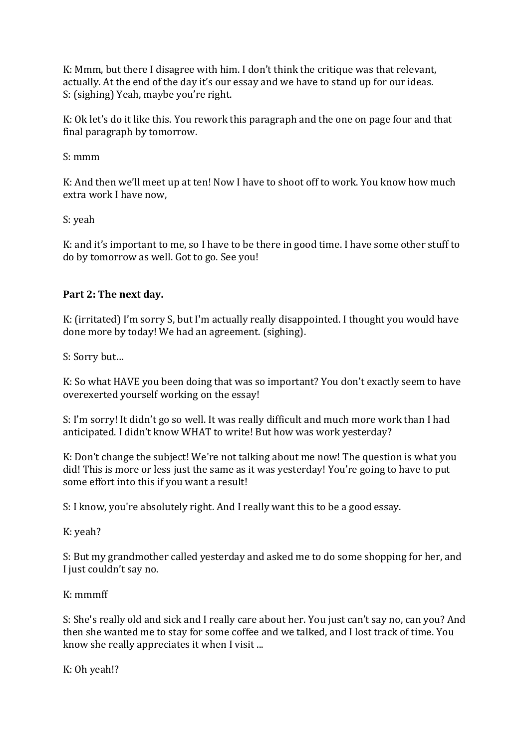K: Mmm, but there I disagree with him. I don't think the critique was that relevant, actually. At the end of the day it's our essay and we have to stand up for our ideas.
S: (sighing) Yeah, maybe you're right.

K: Ok let's do it like this. You rework this paragraph and the one on page four and that final paragraph by tomorrow.

S: mmm

K: And then we'll meet up at ten! Now I have to shoot off to work. You know how much extra work I have now,

S: yeah

K: and it's important to me, so I have to be there in good time. I have some other stuff to do by tomorrow as well. Got to go. See you!

**Part 2: The next day.**

K: (irritated) I'm sorry S, but I'm actually really disappointed. I thought you would have done more by today! We had an agreement. (sighing).

S: Sorry but…

K: So what HAVE you been doing that was so important? You don't exactly seem to have overexerted yourself working on the essay!

S: I'm sorry! It didn't go so well. It was really difficult and much more work than I had anticipated. I didn't know WHAT to write! But how was work yesterday?

K: Don't change the subject! We're not talking about me now! The question is what you did! This is more or less just the same as it was yesterday! You're going to have to put some effort into this if you want a result!

S: I know, you're absolutely right. And I really want this to be a good essay.

K: yeah?

S: But my grandmother called yesterday and asked me to do some shopping for her, and I just couldn't say no.

K: mmmff

S: She's really old and sick and I really care about her. You just can't say no, can you? And then she wanted me to stay for some coffee and we talked, and I lost track of time. You know she really appreciates it when I visit ...

K: Oh yeah!?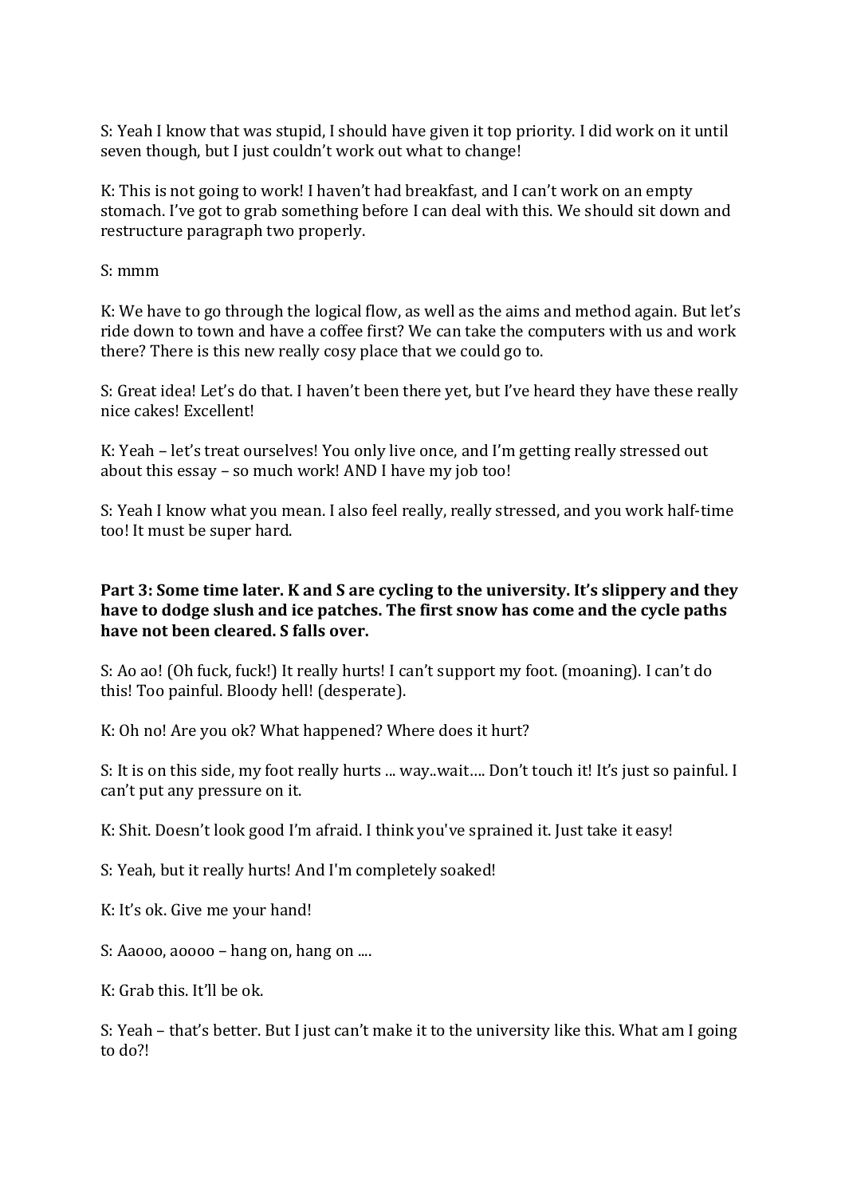S: Yeah I know that was stupid, I should have given it top priority. I did work on it until seven though, but I just couldn't work out what to change!

K: This is not going to work! I haven't had breakfast, and I can't work on an empty stomach. I've got to grab something before I can deal with this. We should sit down and restructure paragraph two properly.

S: mmm

K: We have to go through the logical flow, as well as the aims and method again. But let's ride down to town and have a coffee first? We can take the computers with us and work there? There is this new really cosy place that we could go to.

S: Great idea! Let's do that. I haven't been there yet, but I've heard they have these really nice cakes! Excellent!

K: Yeah – let's treat ourselves! You only live once, and I'm getting really stressed out about this essay – so much work! AND I have my job too!

S: Yeah I know what you mean. I also feel really, really stressed, and you work half-time too! It must be super hard.

**Part 3: Some time later. K and S are cycling to the university. It's slippery and they have to dodge slush and ice patches. The first snow has come and the cycle paths have not been cleared. S falls over.**

S: Ao ao! (Oh fuck, fuck!) It really hurts! I can't support my foot. (moaning). I can't do this! Too painful. Bloody hell! (desperate).

K: Oh no! Are you ok? What happened? Where does it hurt?

S: It is on this side, my foot really hurts ... way..wait…. Don't touch it! It's just so painful. I can't put any pressure on it.

K: Shit. Doesn't look good I'm afraid. I think you've sprained it. Just take it easy!

S: Yeah, but it really hurts! And I'm completely soaked!

K: It's ok. Give me your hand!

S: Aaooo, aoooo – hang on, hang on ....

K: Grab this. It'll be ok.

S: Yeah – that's better. But I just can't make it to the university like this. What am I going to do?!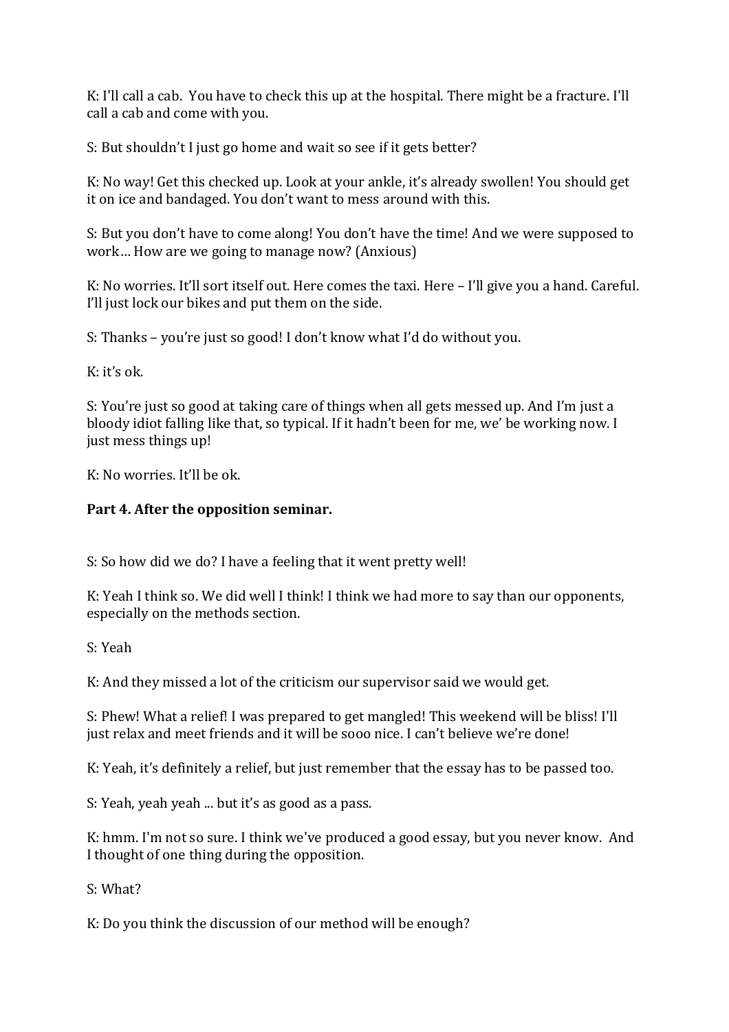K: I'll call a cab. You have to check this up at the hospital. There might be a fracture. I'll call a cab and come with you.

S: But shouldn't I just go home and wait so see if it gets better?

K: No way! Get this checked up. Look at your ankle, it's already swollen! You should get it on ice and bandaged. You don't want to mess around with this.

S: But you don't have to come along! You don't have the time! And we were supposed to work… How are we going to manage now? (Anxious)

K: No worries. It'll sort itself out. Here comes the taxi. Here – I'll give you a hand. Careful. I'll just lock our bikes and put them on the side.

S: Thanks – you're just so good! I don't know what I'd do without you.

K: it's ok.

S: You're just so good at taking care of things when all gets messed up. And I'm just a bloody idiot falling like that, so typical. If it hadn't been for me, we' be working now. I just mess things up!

K: No worries. It'll be ok.

**Part 4. After the opposition seminar.**

S: So how did we do? I have a feeling that it went pretty well!

K: Yeah I think so. We did well I think! I think we had more to say than our opponents, especially on the methods section.

S: Yeah

K: And they missed a lot of the criticism our supervisor said we would get.

S: Phew! What a relief! I was prepared to get mangled! This weekend will be bliss! I'll just relax and meet friends and it will be sooo nice. I can't believe we're done!

K: Yeah, it's definitely a relief, but just remember that the essay has to be passed too.

S: Yeah, yeah yeah ... but it's as good as a pass.

K: hmm. I'm not so sure. I think we've produced a good essay, but you never know. And I thought of one thing during the opposition.

S: What?

K: Do you think the discussion of our method will be enough?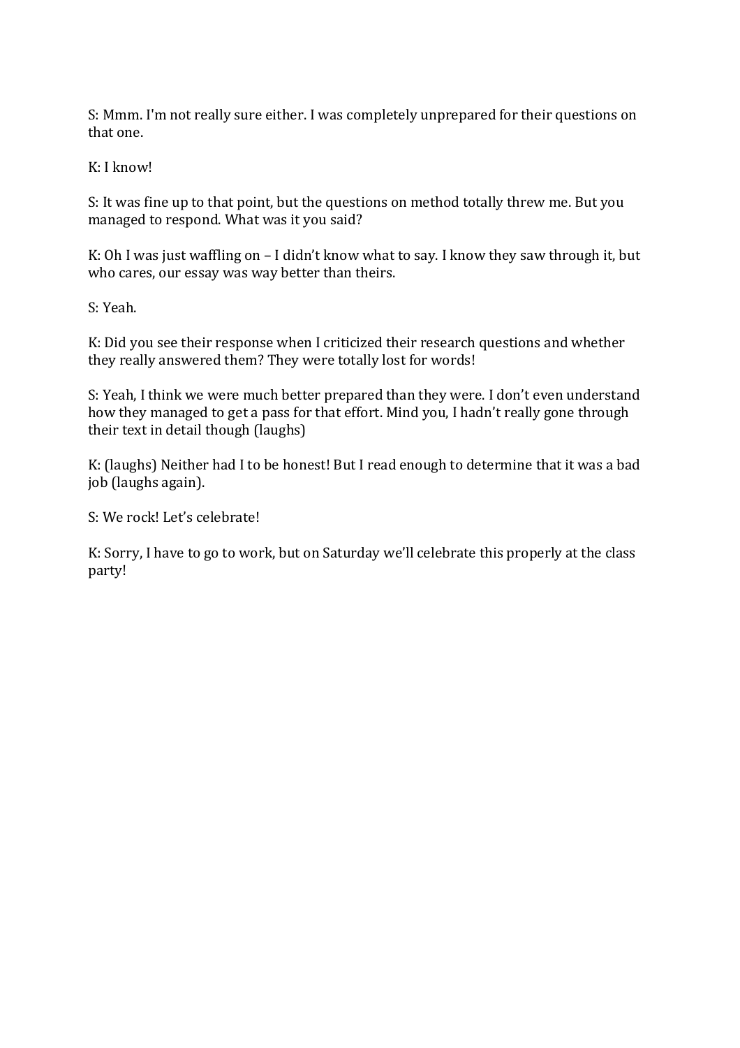S: Mmm. I'm not really sure either. I was completely unprepared for their questions on that one.

K: I know!

S: It was fine up to that point, but the questions on method totally threw me. But you managed to respond. What was it you said?

K: Oh I was just waffling on – I didn't know what to say. I know they saw through it, but who cares, our essay was way better than theirs.

S: Yeah.

K: Did you see their response when I criticized their research questions and whether they really answered them? They were totally lost for words!

S: Yeah, I think we were much better prepared than they were. I don't even understand how they managed to get a pass for that effort. Mind you, I hadn't really gone through their text in detail though (laughs)

K: (laughs) Neither had I to be honest! But I read enough to determine that it was a bad job (laughs again).

S: We rock! Let's celebrate!

K: Sorry, I have to go to work, but on Saturday we'll celebrate this properly at the class party!